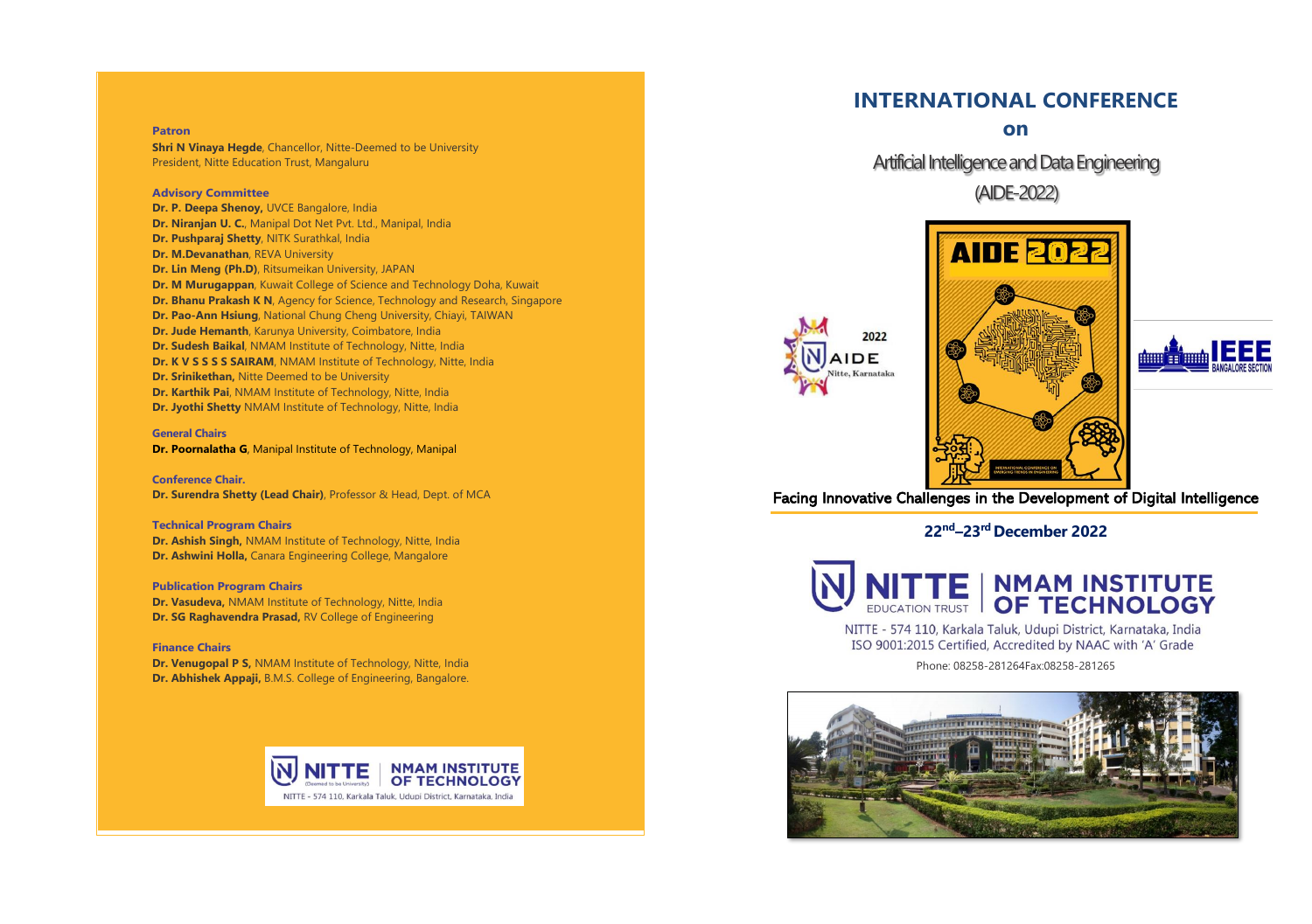**Patron**

**Shri N Vinaya Hegde**, Chancellor, Nitte-Deemed to be University
President, Nitte Education Trust, Mangaluru

**Advisory Committee**

**Dr. P. Deepa Shenoy,** UVCE Bangalore, India
**Dr. Niranjan U. C.**, Manipal Dot Net Pvt. Ltd., Manipal, India
**Dr. Pushparaj Shetty**, NITK Surathkal, India
**Dr. M.Devanathan**, REVA University
**Dr. Lin Meng (Ph.D)**, Ritsumeikan University, JAPAN
**Dr. M Murugappan**, Kuwait College of Science and Technology Doha, Kuwait
**Dr. Bhanu Prakash K N**, Agency for Science, Technology and Research, Singapore
**Dr. Pao-Ann Hsiung**, National Chung Cheng University, Chiayi, TAIWAN
**Dr. Jude Hemanth**, Karunya University, Coimbatore, India
**Dr. Sudesh Baikal**, NMAM Institute of Technology, Nitte, India
**Dr. K V S S S S SAIRAM**, NMAM Institute of Technology, Nitte, India
**Dr. Srinikethan,** Nitte Deemed to be University
**Dr. Karthik Pai**, NMAM Institute of Technology, Nitte, India
**Dr. Jyothi Shetty** NMAM Institute of Technology, Nitte, India

**General Chairs**

**Dr. Poornalatha G**, Manipal Institute of Technology, Manipal

**Conference Chair.**

**Dr. Surendra Shetty (Lead Chair)**, Professor & Head, Dept. of MCA

**Technical Program Chairs**

**Dr. Ashish Singh,** NMAM Institute of Technology, Nitte, India
**Dr. Ashwini Holla,** Canara Engineering College, Mangalore

**Publication Program Chairs**

**Dr. Vasudeva,** NMAM Institute of Technology, Nitte, India
**Dr. SG Raghavendra Prasad,** RV College of Engineering

**Finance Chairs**

**Dr. Venugopal P S,** NMAM Institute of Technology, Nitte, India
**Dr. Abhishek Appaji,** B.M.S. College of Engineering, Bangalore.

NITTE | NMAM INSTITUTE OF TECHNOLOGY
NITTE - 574 110, Karkala Taluk, Udupi District, Karnataka, India

# INTERNATIONAL CONFERENCE

## on

## Artificial Intelligence and Data Engineering

## (AIDE-2022)

2022 AIDE Nitte, Karnataka

AIDE 2022

IEEE BANGALORE SECTION

Facing Innovative Challenges in the Development of Digital Intelligence

**22nd–23rd December 2022**

NITTE EDUCATION TRUST | NMAM INSTITUTE OF TECHNOLOGY

NITTE - 574 110, Karkala Taluk, Udupi District, Karnataka, India
ISO 9001:2015 Certified, Accredited by NAAC with 'A' Grade

Phone: 08258-281264Fax:08258-281265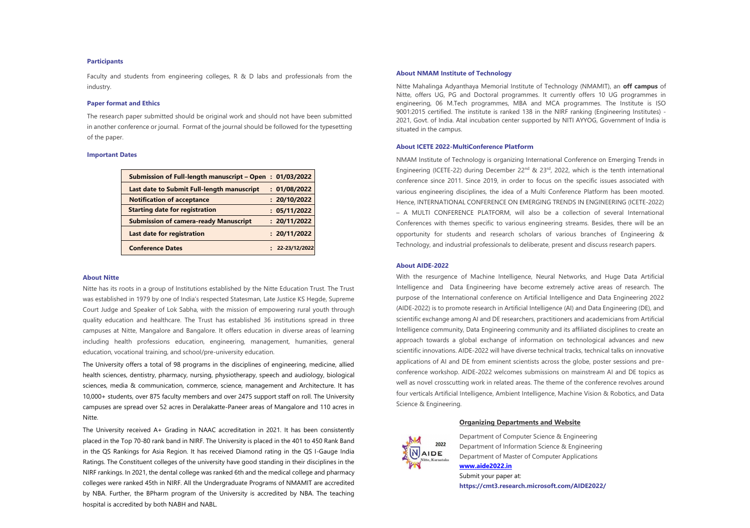### Participants

Faculty and students from engineering colleges, R & D labs and professionals from the industry.

### Paper format and Ethics

The research paper submitted should be original work and should not have been submitted in another conference or journal. Format of the journal should be followed for the typesetting of the paper.

### Important Dates

| Event | Date |
| --- | --- |
| **Submission of Full-length manuscript – Open** | **: 01/03/2022** |
| **Last date to Submit Full-length manuscript** | **: 01/08/2022** |
| **Notification of acceptance** | **: 20/10/2022** |
| **Starting date for registration** | **: 05/11/2022** |
| **Submission of camera-ready Manuscript** | **: 20/11/2022** |
| **Last date for registration** | **: 20/11/2022** |
| **Conference Dates** | **: 22-23/12/2022** |

### About Nitte

Nitte has its roots in a group of Institutions established by the Nitte Education Trust. The Trust was established in 1979 by one of India's respected Statesman, Late Justice KS Hegde, Supreme Court Judge and Speaker of Lok Sabha, with the mission of empowering rural youth through quality education and healthcare. The Trust has established 36 institutions spread in three campuses at Nitte, Mangalore and Bangalore. It offers education in diverse areas of learning including health professions education, engineering, management, humanities, general education, vocational training, and school/pre-university education.

The University offers a total of 98 programs in the disciplines of engineering, medicine, allied health sciences, dentistry, pharmacy, nursing, physiotherapy, speech and audiology, biological sciences, media & communication, commerce, science, management and Architecture. It has 10,000+ students, over 875 faculty members and over 2475 support staff on roll. The University campuses are spread over 52 acres in Deralakatte-Paneer areas of Mangalore and 110 acres in Nitte.

The University received A+ Grading in NAAC accreditation in 2021. It has been consistently placed in the Top 70-80 rank band in NIRF. The University is placed in the 401 to 450 Rank Band in the QS Rankings for Asia Region. It has received Diamond rating in the QS I-Gauge India Ratings. The Constituent colleges of the university have good standing in their disciplines in the NIRF rankings. In 2021, the dental college was ranked 6th and the medical college and pharmacy colleges were ranked 45th in NIRF. All the Undergraduate Programs of NMAMIT are accredited by NBA. Further, the BPharm program of the University is accredited by NBA. The teaching hospital is accredited by both NABH and NABL.

### About NMAM Institute of Technology

Nitte Mahalinga Adyanthaya Memorial Institute of Technology (NMAMIT), an **off campus** of Nitte, offers UG, PG and Doctoral programmes. It currently offers 10 UG programmes in engineering, 06 M.Tech programmes, MBA and MCA programmes. The Institute is ISO 9001:2015 certified. The institute is ranked 138 in the NIRF ranking (Engineering Institutes) - 2021, Govt. of India. Atal incubation center supported by NITI AYYOG, Government of India is situated in the campus.

### About ICETE 2022-MultiConference Platform

NMAM Institute of Technology is organizing International Conference on Emerging Trends in Engineering (ICETE-22) during December 22nd & 23rd, 2022, which is the tenth international conference since 2011. Since 2019, in order to focus on the specific issues associated with various engineering disciplines, the idea of a Multi Conference Platform has been mooted. Hence, INTERNATIONAL CONFERENCE ON EMERGING TRENDS IN ENGINEERING (ICETE-2022) – A MULTI CONFERENCE PLATFORM, will also be a collection of several International Conferences with themes specific to various engineering streams. Besides, there will be an opportunity for students and research scholars of various branches of Engineering & Technology, and industrial professionals to deliberate, present and discuss research papers.

### About AIDE-2022

With the resurgence of Machine Intelligence, Neural Networks, and Huge Data Artificial Intelligence and Data Engineering have become extremely active areas of research. The purpose of the International conference on Artificial Intelligence and Data Engineering 2022 (AIDE-2022) is to promote research in Artificial Intelligence (AI) and Data Engineering (DE), and scientific exchange among AI and DE researchers, practitioners and academicians from Artificial Intelligence community, Data Engineering community and its affiliated disciplines to create an approach towards a global exchange of information on technological advances and new scientific innovations. AIDE-2022 will have diverse technical tracks, technical talks on innovative applications of AI and DE from eminent scientists across the globe, poster sessions and pre-conference workshop. AIDE-2022 welcomes submissions on mainstream AI and DE topics as well as novel crosscutting work in related areas. The theme of the conference revolves around four verticals Artificial Intelligence, Ambient Intelligence, Machine Vision & Robotics, and Data Science & Engineering.

### Organizing Departments and Website

2022 AIDE Nitte, Karnataka

Department of Computer Science & Engineering
Department of Information Science & Engineering
Department of Master of Computer Applications
**www.aide2022.in**
Submit your paper at:
**https://cmt3.research.microsoft.com/AIDE2022/**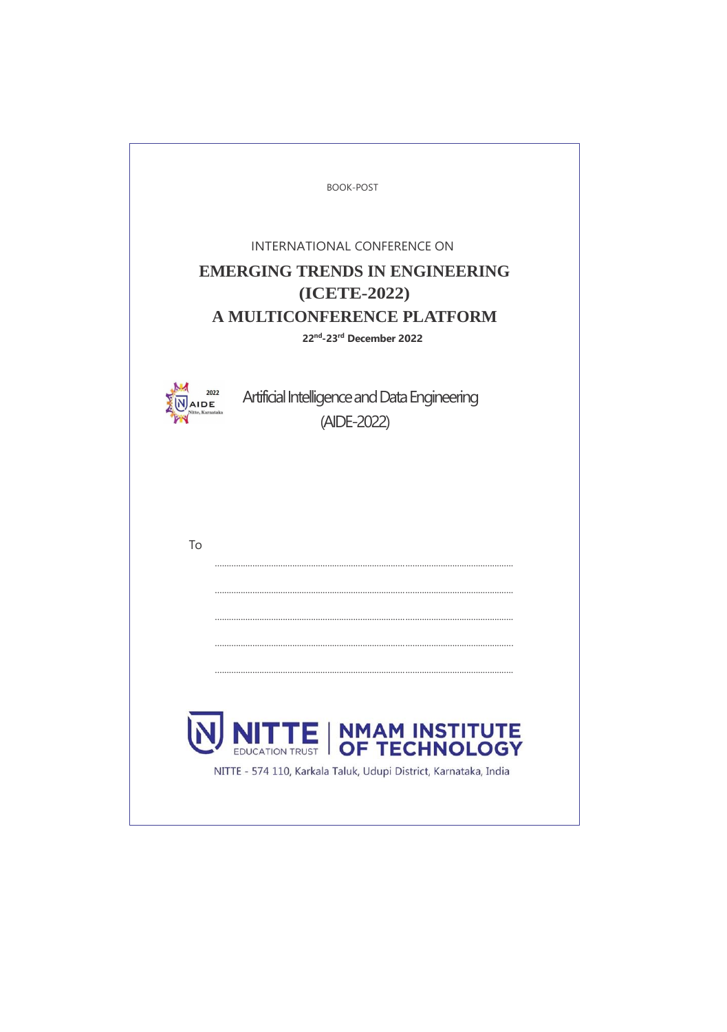BOOK-POST

INTERNATIONAL CONFERENCE ON

# EMERGING TRENDS IN ENGINEERING (ICETE-2022)

## A MULTICONFERENCE PLATFORM

**22nd-23rd December 2022**

2022 AIDE Nitte, Karnataka

Artificial Intelligence and Data Engineering (AIDE-2022)

To

..............................................................................................................

..............................................................................................................

..............................................................................................................

..............................................................................................................

..............................................................................................................

NITTE EDUCATION TRUST | NMAM INSTITUTE OF TECHNOLOGY

NITTE - 574 110, Karkala Taluk, Udupi District, Karnataka, India